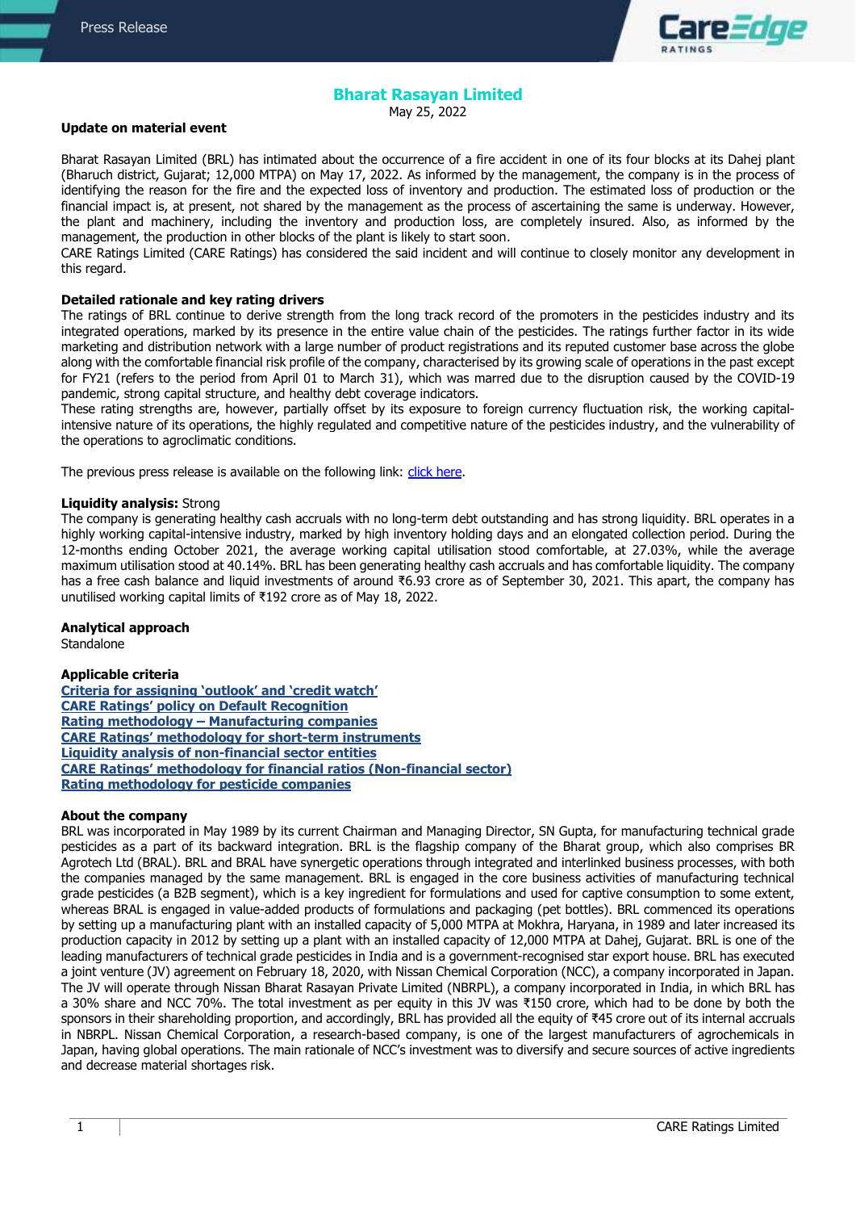# Bharat Rasayan Limited

May 25, 2022

**Update on material event**

Bharat Rasayan Limited (BRL) has intimated about the occurrence of a fire accident in one of its four blocks at its Dahej plant (Bharuch district, Gujarat; 12,000 MTPA) on May 17, 2022. As informed by the management, the company is in the process of identifying the reason for the fire and the expected loss of inventory and production. The estimated loss of production or the financial impact is, at present, not shared by the management as the process of ascertaining the same is underway. However, the plant and machinery, including the inventory and production loss, are completely insured. Also, as informed by the management, the production in other blocks of the plant is likely to start soon.
CARE Ratings Limited (CARE Ratings) has considered the said incident and will continue to closely monitor any development in this regard.

**Detailed rationale and key rating drivers**

The ratings of BRL continue to derive strength from the long track record of the promoters in the pesticides industry and its integrated operations, marked by its presence in the entire value chain of the pesticides. The ratings further factor in its wide marketing and distribution network with a large number of product registrations and its reputed customer base across the globe along with the comfortable financial risk profile of the company, characterised by its growing scale of operations in the past except for FY21 (refers to the period from April 01 to March 31), which was marred due to the disruption caused by the COVID-19 pandemic, strong capital structure, and healthy debt coverage indicators.
These rating strengths are, however, partially offset by its exposure to foreign currency fluctuation risk, the working capital-intensive nature of its operations, the highly regulated and competitive nature of the pesticides industry, and the vulnerability of the operations to agroclimatic conditions.

The previous press release is available on the following link: click here.

**Liquidity analysis:** Strong

The company is generating healthy cash accruals with no long-term debt outstanding and has strong liquidity. BRL operates in a highly working capital-intensive industry, marked by high inventory holding days and an elongated collection period. During the 12-months ending October 2021, the average working capital utilisation stood comfortable, at 27.03%, while the average maximum utilisation stood at 40.14%. BRL has been generating healthy cash accruals and has comfortable liquidity. The company has a free cash balance and liquid investments of around ₹6.93 crore as of September 30, 2021. This apart, the company has unutilised working capital limits of ₹192 crore as of May 18, 2022.

**Analytical approach**

Standalone

**Applicable criteria**

Criteria for assigning 'outlook' and 'credit watch'
CARE Ratings' policy on Default Recognition
Rating methodology – Manufacturing companies
CARE Ratings' methodology for short-term instruments
Liquidity analysis of non-financial sector entities
CARE Ratings' methodology for financial ratios (Non-financial sector)
Rating methodology for pesticide companies

**About the company**

BRL was incorporated in May 1989 by its current Chairman and Managing Director, SN Gupta, for manufacturing technical grade pesticides as a part of its backward integration. BRL is the flagship company of the Bharat group, which also comprises BR Agrotech Ltd (BRAL). BRL and BRAL have synergetic operations through integrated and interlinked business processes, with both the companies managed by the same management. BRL is engaged in the core business activities of manufacturing technical grade pesticides (a B2B segment), which is a key ingredient for formulations and used for captive consumption to some extent, whereas BRAL is engaged in value-added products of formulations and packaging (pet bottles). BRL commenced its operations by setting up a manufacturing plant with an installed capacity of 5,000 MTPA at Mokhra, Haryana, in 1989 and later increased its production capacity in 2012 by setting up a plant with an installed capacity of 12,000 MTPA at Dahej, Gujarat. BRL is one of the leading manufacturers of technical grade pesticides in India and is a government-recognised star export house. BRL has executed a joint venture (JV) agreement on February 18, 2020, with Nissan Chemical Corporation (NCC), a company incorporated in Japan. The JV will operate through Nissan Bharat Rasayan Private Limited (NBRPL), a company incorporated in India, in which BRL has a 30% share and NCC 70%. The total investment as per equity in this JV was ₹150 crore, which had to be done by both the sponsors in their shareholding proportion, and accordingly, BRL has provided all the equity of ₹45 crore out of its internal accruals in NBRPL. Nissan Chemical Corporation, a research-based company, is one of the largest manufacturers of agrochemicals in Japan, having global operations. The main rationale of NCC's investment was to diversify and secure sources of active ingredients and decrease material shortages risk.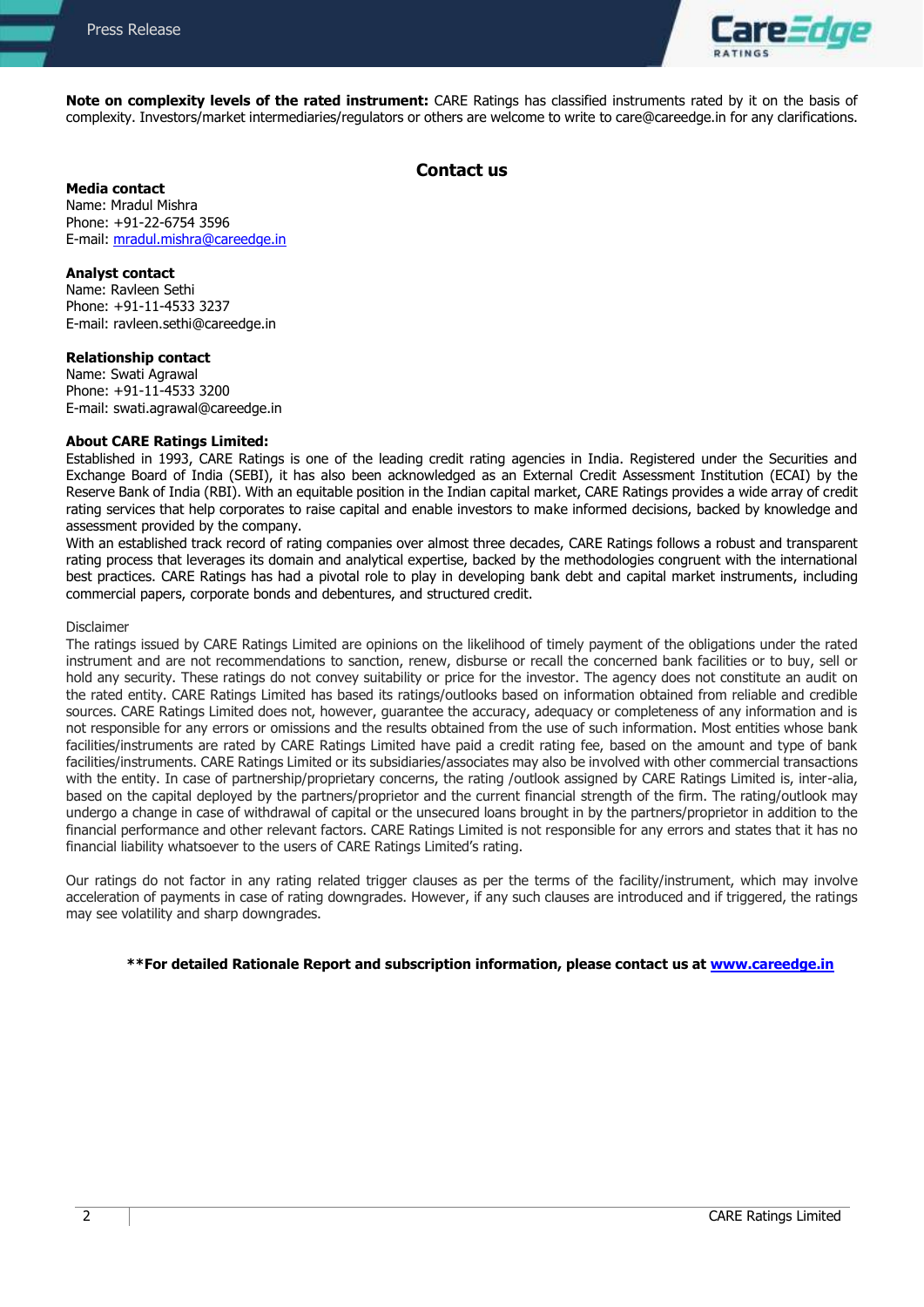**Note on complexity levels of the rated instrument:** CARE Ratings has classified instruments rated by it on the basis of complexity. Investors/market intermediaries/regulators or others are welcome to write to care@careedge.in for any clarifications.

## Contact us

**Media contact**
Name: Mradul Mishra
Phone: +91-22-6754 3596
E-mail: mradul.mishra@careedge.in

**Analyst contact**
Name: Ravleen Sethi
Phone: +91-11-4533 3237
E-mail: ravleen.sethi@careedge.in

**Relationship contact**
Name: Swati Agrawal
Phone: +91-11-4533 3200
E-mail: swati.agrawal@careedge.in

**About CARE Ratings Limited:**
Established in 1993, CARE Ratings is one of the leading credit rating agencies in India. Registered under the Securities and Exchange Board of India (SEBI), it has also been acknowledged as an External Credit Assessment Institution (ECAI) by the Reserve Bank of India (RBI). With an equitable position in the Indian capital market, CARE Ratings provides a wide array of credit rating services that help corporates to raise capital and enable investors to make informed decisions, backed by knowledge and assessment provided by the company.
With an established track record of rating companies over almost three decades, CARE Ratings follows a robust and transparent rating process that leverages its domain and analytical expertise, backed by the methodologies congruent with the international best practices. CARE Ratings has had a pivotal role to play in developing bank debt and capital market instruments, including commercial papers, corporate bonds and debentures, and structured credit.

Disclaimer
The ratings issued by CARE Ratings Limited are opinions on the likelihood of timely payment of the obligations under the rated instrument and are not recommendations to sanction, renew, disburse or recall the concerned bank facilities or to buy, sell or hold any security. These ratings do not convey suitability or price for the investor. The agency does not constitute an audit on the rated entity. CARE Ratings Limited has based its ratings/outlooks based on information obtained from reliable and credible sources. CARE Ratings Limited does not, however, guarantee the accuracy, adequacy or completeness of any information and is not responsible for any errors or omissions and the results obtained from the use of such information. Most entities whose bank facilities/instruments are rated by CARE Ratings Limited have paid a credit rating fee, based on the amount and type of bank facilities/instruments. CARE Ratings Limited or its subsidiaries/associates may also be involved with other commercial transactions with the entity. In case of partnership/proprietary concerns, the rating /outlook assigned by CARE Ratings Limited is, inter-alia, based on the capital deployed by the partners/proprietor and the current financial strength of the firm. The rating/outlook may undergo a change in case of withdrawal of capital or the unsecured loans brought in by the partners/proprietor in addition to the financial performance and other relevant factors. CARE Ratings Limited is not responsible for any errors and states that it has no financial liability whatsoever to the users of CARE Ratings Limited's rating.

Our ratings do not factor in any rating related trigger clauses as per the terms of the facility/instrument, which may involve acceleration of payments in case of rating downgrades. However, if any such clauses are introduced and if triggered, the ratings may see volatility and sharp downgrades.

**\*\*For detailed Rationale Report and subscription information, please contact us at www.careedge.in**